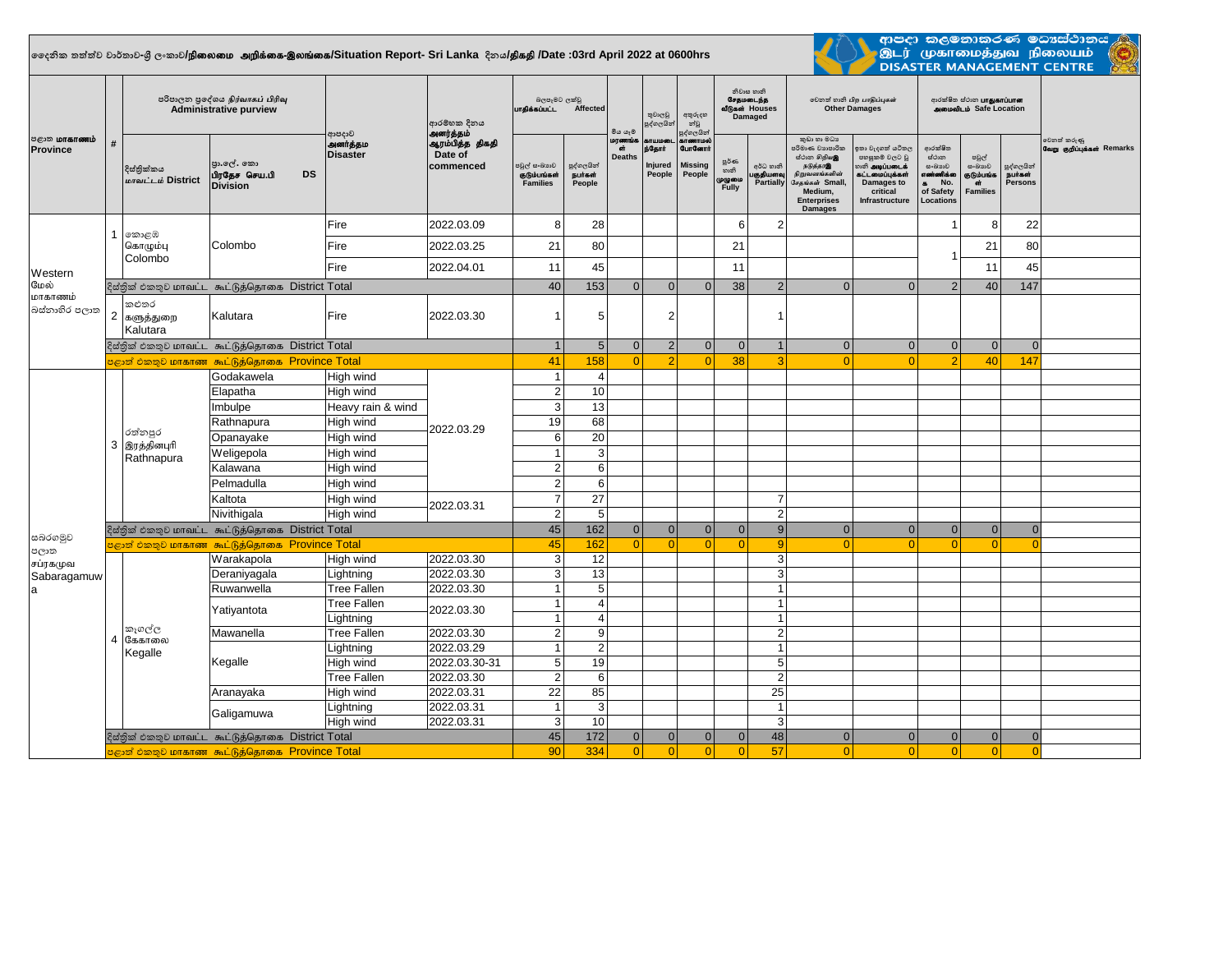දෛනික තත්ත්ව වාර්තාව-ශ්‍රී ලංකාව/**நிலைமை அறிக்கை-இலங்கை/Situation Report- Sri Lanka** දිනය/**திகதி /Date :03rd April 2022 at 0600hrs**

ආපදා කළමනාකරණ මධ්‍යස්ථානය
இடர் முகாமைத்துவ நிலையம்
DISASTER MANAGEMENT CENTRE

| පළාත மாகாணம் Province | # | පරිපාලන ප්‍රදේශය நிர்வாகப் பிரிவு Administrative purview | | ආපදාව அனர்த்தம் Disaster | ආරම්භක දිනය அனர்த்தம் ஆரம்பித்த திகதி Date of commenced | බලපෑමට ලක්වූ பாதிக்கப்பட்ட Affected | | මිය යෑම් மரணங்கள் Deaths | තුවාලවූ පුද්ගලයින් காயமடைந்தோர் Injured People | අතුරුදහන් වූ පුද්ගලයින් காணாமல் போனோர் Missing People | නිවාස හානි சேதமடைந்த வீடுகள் Houses Damaged | | වෙනත් හානි பிற பாதிப்புகள் Other Damages | | ආරක්ෂිත ස්ථාන பாதுகாப்பான அமைவிடம் Safe Location | | | වෙනත් කරුණු வேறு குறிப்புகள் Remarks |
|---|---|---|---|---|---|---|---|---|---|---|---|---|---|---|---|---|---|---|
| | | දිස්ත්‍රික්කය மாவட்டம் District | ප්‍රා.ලේ. කො பிரதேச செய.பி DS Division | | | පවුල් සංඛ්‍යාව குடும்பங்கள் Families | පුද්ගලයින් நபர்கள் People | | | | පූර්ණ හානි முழுமை Fully | අර්ධ හානි பகுதியளவு Partially | කුඩා හා මධ්‍ය පරිමාණ ව්‍යාපාරික ස්ථාන සිදුවූ හානි சிறு மற்றும் நடுத்தர நிறுவனங்களின் சேதங்கள் Small, Medium, Enterprises Damages | ඉතා වැදගත් යටිතල පහසුකම් වලට වූ හානි அடிப்படைக் கட்டமைப்புக்கள் Damages to critical Infrastructure | ආරක්ෂිත ස්ථාන සංඛ්‍යාව எண்ணிக்கை No. of Safety Locations | පවුල් සංඛ්‍යාව குடும்பங்கள் Families | පුද්ගලයින් நபர்கள் Persons | |
| Western මේල් மாகாணம் බස්නාහිර පළාත | 1 | කොළඹ கொழும்பு Colombo | Colombo | Fire | 2022.03.09 | 8 | 28 | | | | 6 | 2 | | | 1 | 8 | 22 | |
| | | | | Fire | 2022.03.25 | 21 | 80 | | | | 21 | | | | 1 | 21 | 80 | |
| | | | | Fire | 2022.04.01 | 11 | 45 | | | | 11 | | | | | 11 | 45 | |
| | | දිස්ත්‍රික් එකතුව மாவட்ட கூட்டுத்தொகை District Total | | | | 40 | 153 | 0 | 0 | 0 | 38 | 2 | 0 | 0 | 2 | 40 | 147 | |
| | 2 | කළුතර களுத்துறை Kalutara | Kalutara | Fire | 2022.03.30 | 1 | 5 | | 2 | | | 1 | | | | | | |
| | | දිස්ත්‍රික් එකතුව மாவட்ட கூட்டுத்தொகை District Total | | | | 1 | 5 | 0 | 2 | 0 | 0 | 1 | 0 | 0 | 0 | 0 | 0 | |
| | | පළාත් එකතුව மாகாண கூட்டுத்தொகை Province Total | | | | 41 | 158 | 0 | 2 | 0 | 38 | 3 | 0 | 0 | 2 | 40 | 147 | |
| සබරගමුව පළාත சப்ரகமுவ Sabaragamuwa | 3 | රත්නපුර இரத்தினபுரி Rathnapura | Godakawela | High wind | 2022.03.29 | 1 | 4 | | | | | | | | | | | |
| | | | Elapatha | High wind | 2022.03.29 | 2 | 10 | | | | | | | | | | | |
| | | | Imbulpe | Heavy rain & wind | 2022.03.29 | 3 | 13 | | | | | | | | | | | |
| | | | Rathnapura | High wind | 2022.03.29 | 19 | 68 | | | | | | | | | | | |
| | | | Opanayake | High wind | 2022.03.29 | 6 | 20 | | | | | | | | | | | |
| | | | Weligepola | High wind | 2022.03.29 | 1 | 3 | | | | | | | | | | | |
| | | | Kalawana | High wind | 2022.03.29 | 2 | 6 | | | | | | | | | | | |
| | | | Pelmadulla | High wind | 2022.03.29 | 2 | 6 | | | | | | | | | | | |
| | | | Kaltota | High wind | 2022.03.31 | 7 | 27 | | | | | 7 | | | | | | |
| | | | Nivithigala | High wind | 2022.03.31 | 2 | 5 | | | | | 2 | | | | | | |
| | | දිස්ත්‍රික් එකතුව மாவட்ட கூட்டுத்தொகை District Total | | | | 45 | 162 | 0 | 0 | 0 | 0 | 9 | 0 | 0 | 0 | 0 | 0 | |
| | | පළාත් එකතුව மாகாண கூட்டுத்தொகை Province Total | | | | 45 | 162 | 0 | 0 | 0 | 0 | 9 | 0 | 0 | 0 | 0 | 0 | |
| | 4 | කෑගල්ල கேகாலை Kegalle | Warakapola | High wind | 2022.03.30 | 3 | 12 | | | | | 3 | | | | | | |
| | | | Deraniyagala | Lightning | 2022.03.30 | 3 | 13 | | | | | 3 | | | | | | |
| | | | Ruwanwella | Tree Fallen | 2022.03.30 | 1 | 5 | | | | | 1 | | | | | | |
| | | | Yatiyantota | Tree Fallen | 2022.03.30 | 1 | 4 | | | | | 1 | | | | | | |
| | | | | Lightning | | 1 | 4 | | | | | 1 | | | | | | |
| | | | Mawanella | Tree Fallen | 2022.03.30 | 2 | 9 | | | | | 2 | | | | | | |
| | | | Kegalle | Lightning | 2022.03.29 | 1 | 2 | | | | | 1 | | | | | | |
| | | | | High wind | 2022.03.30-31 | 5 | 19 | | | | | 5 | | | | | | |
| | | | | Tree Fallen | 2022.03.30 | 2 | 6 | | | | | 2 | | | | | | |
| | | | Aranayaka | High wind | 2022.03.31 | 22 | 85 | | | | | 25 | | | | | | |
| | | | Galigamuwa | Lightning | 2022.03.31 | 1 | 3 | | | | | 1 | | | | | | |
| | | | | High wind | 2022.03.31 | 3 | 10 | | | | | 3 | | | | | | |
| | | දිස්ත්‍රික් එකතුව மாவட்ட கூட்டுத்தொகை District Total | | | | 45 | 172 | 0 | 0 | 0 | 0 | 48 | 0 | 0 | 0 | 0 | 0 | |
| | | පළාත් එකතුව மாகாண கூட்டுத்தொகை Province Total | | | | 90 | 334 | 0 | 0 | 0 | 0 | 57 | 0 | 0 | 0 | 0 | 0 | |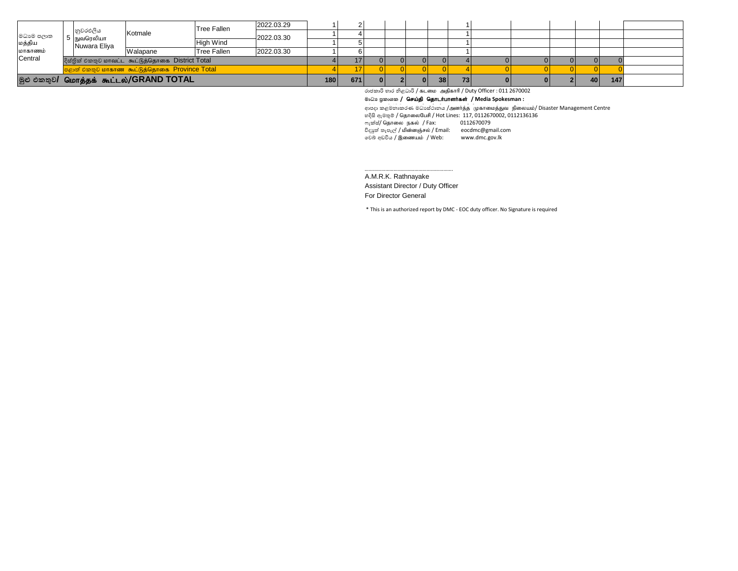| | | | | | | | | | | | | | | | | | | |
|---|---|---|---|---|---|---|---|---|---|---|---|---|---|---|---|---|---|---|
| මධ්‍යම පළාත மத்திய மாகாணம் Central | 5 | නුවරඑළිය நுவரெலியா Nuwara Eliya | Kotmale | Tree Fallen | 2022.03.29 | 1 | 2 | | | | | 1 | | | | | | |
| | | | | | 2022.03.30 | 1 | 4 | | | | | 1 | | | | | | |
| | | | | High Wind | | 1 | 5 | | | | | 1 | | | | | | |
| | | | Walapane | Tree Fallen | 2022.03.30 | 1 | 6 | | | | | 1 | | | | | | |
| | දිස්ත්‍රික් එකතුව மாவட்ட கூட்டுத்தொகை District Total | | | | | 4 | 17 | 0 | 0 | 0 | 0 | 4 | 0 | 0 | 0 | 0 | 0 | |
| | පළාත් එකතුව மாகாண கூட்டுத்தொகை Province Total | | | | | 4 | 17 | 0 | 0 | 0 | 0 | 4 | 0 | 0 | 0 | 0 | 0 | |
| **මුළු එකතුව/ மொத்தக் கூட்டல்/GRAND TOTAL** | | | | | | **180** | **671** | **0** | **2** | **0** | **38** | **73** | **0** | **0** | **2** | **40** | **147** | |

රාජකාරි භාර නිළධාරි / கடமை அதிகாரி / Duty Officer : 011 2670002

**මාධ්‍ය ප්‍රකාශක / செய்தி தொடர்பாளர்கள் / Media Spokesman :**

ආපදා කළමනාකරණ මධ්‍යස්ථානය /அனர்த்த முகாமைத்துவ நிலையம்/ Disaster Management Centre

හදිසි ඇමතුම් / தொலைபேசி / Hot Lines: 117, 0112670002, 0112136136

ෆැක්ස්/ தொலை நகல் / Fax: 0112670079

විද්‍යුත් තැපැල් / மின்னஞ்சல் / Email: eocdmc@gmail.com

වෙබ් අඩවිය / இணையம் / Web: www.dmc.gov.lk

................................................................

A.M.R.K. Rathnayake

Assistant Director / Duty Officer

For Director General

* This is an authorized report by DMC - EOC duty officer. No Signature is required